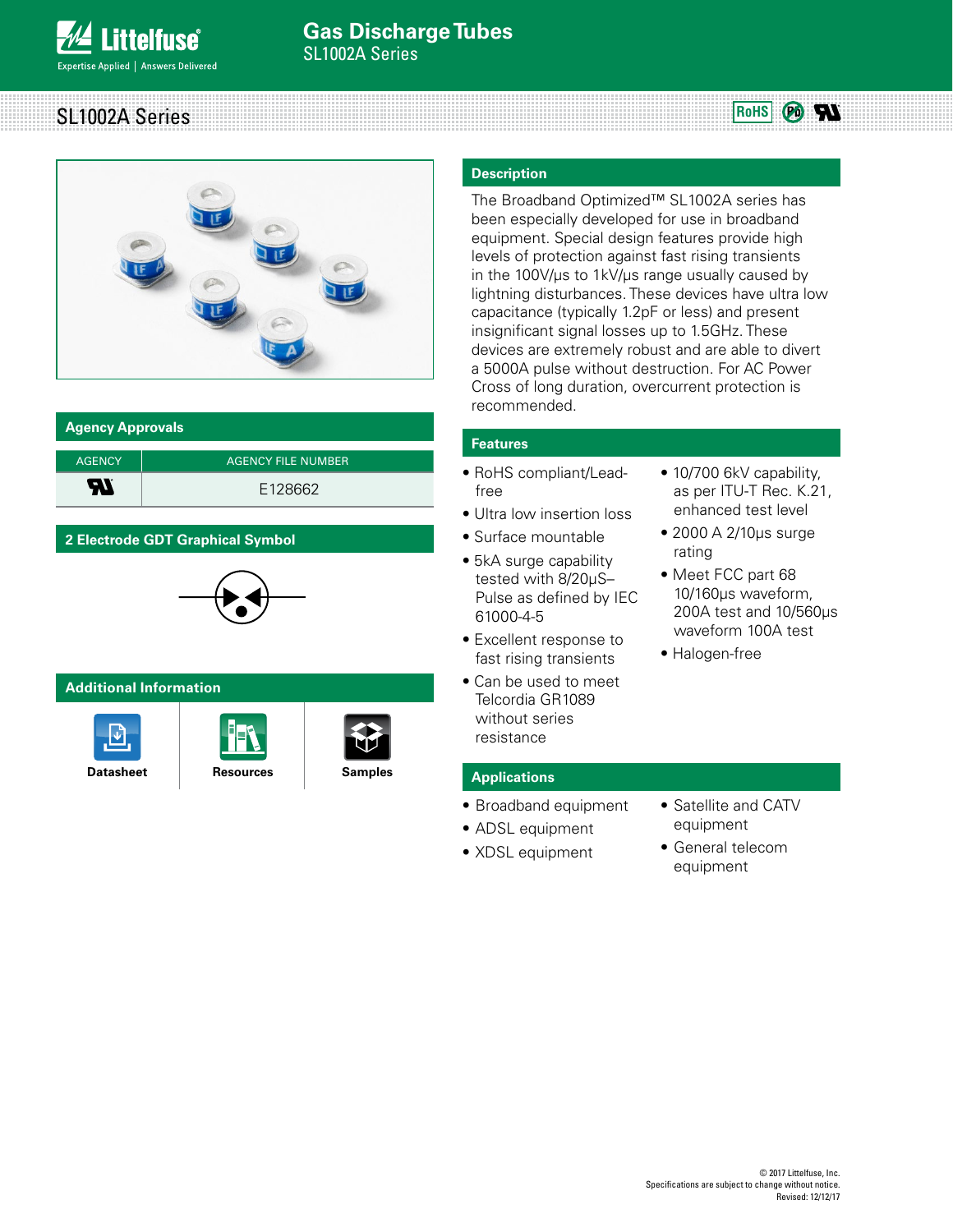# Gas Discharge Tubes

SL1002A Series

## SL1002A Series

## Agency Approvals

| AGENCY | AGENCY FILE NUMBER |
|---|---|
| UL | E128662 |

## 2 Electrode GDT Graphical Symbol

## Additional Information

Datasheet | Resources | Samples

## Description

The Broadband Optimized™ SL1002A series has been especially developed for use in broadband equipment. Special design features provide high levels of protection against fast rising transients in the 100V/μs to 1kV/μs range usually caused by lightning disturbances. These devices have ultra low capacitance (typically 1.2pF or less) and present insignificant signal losses up to 1.5GHz. These devices are extremely robust and are able to divert a 5000A pulse without destruction. For AC Power Cross of long duration, overcurrent protection is recommended.

## Features

- RoHS compliant/Lead-free
- Ultra low insertion loss
- Surface mountable
- 5kA surge capability tested with 8/20μS–Pulse as defined by IEC 61000-4-5
- Excellent response to fast rising transients
- Can be used to meet Telcordia GR1089 without series resistance
- 10/700 6kV capability, as per ITU-T Rec. K.21, enhanced test level
- 2000 A 2/10μs surge rating
- Meet FCC part 68 10/160μs waveform, 200A test and 10/560μs waveform 100A test
- Halogen-free

## Applications

- Broadband equipment
- ADSL equipment
- XDSL equipment
- Satellite and CATV equipment
- General telecom equipment

© 2017 Littelfuse, Inc.
Specifications are subject to change without notice.
Revised: 12/12/17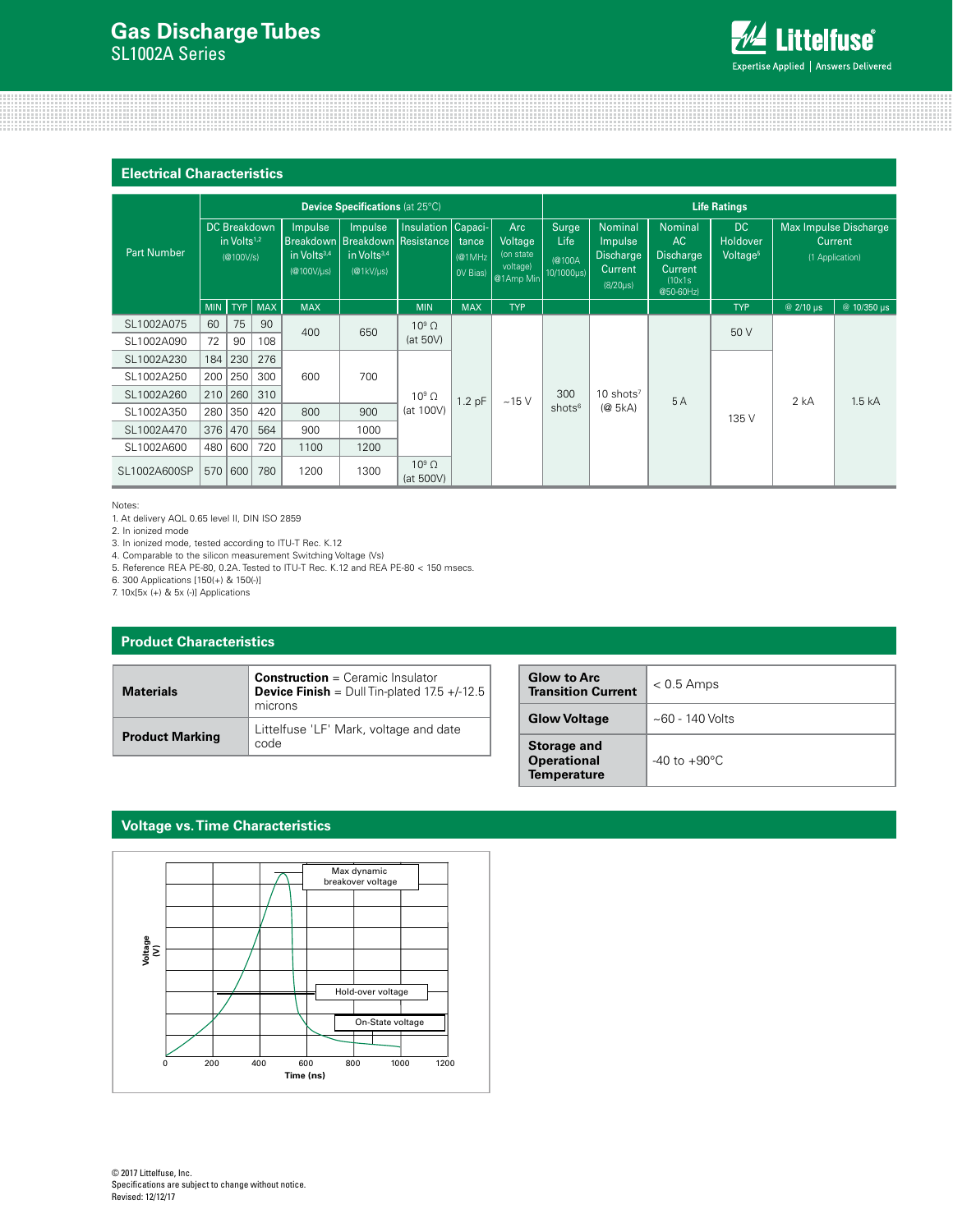## Electrical Characteristics

| Part Number | Device Specifications (at 25°C) | | | | | | | | Life Ratings | | | | | |
|---|---|---|---|---|---|---|---|---|---|---|---|---|---|---|
| | DC Breakdown in Volts[1,2] (@100V/s) | | | Impulse Breakdown in Volts[3,4] (@100V/µs) | Impulse Breakdown in Volts[3,4] (@1kV/µs) | Insulation Resistance | Capacitance (@1MHz 0V Bias) | Arc Voltage (on state voltage) @1Amp Min | Surge Life (@100A 10/1000µs) | Nominal Impulse Discharge Current (8/20µs) | Nominal AC Discharge Current (10x1s @50-60Hz) | DC Holdover Voltage[5] | Max Impulse Discharge Current (1 Application) | |
| | MIN | TYP | MAX | MAX | | MIN | MAX | TYP | | | | TYP | @ 2/10 µs | @ 10/350 µs |
| SL1002A075 | 60 | 75 | 90 | 400 | 650 | 10⁹ Ω (at 50V) | 1.2 pF | ~15 V | 300 shots[6] | 10 shots[7] (@ 5kA) | 5 A | 50 V | 2 kA | 1.5 kA |
| SL1002A090 | 72 | 90 | 108 | 400 | 650 | 10⁹ Ω (at 50V) | 1.2 pF | ~15 V | 300 shots[6] | 10 shots[7] (@ 5kA) | 5 A | 50 V | 2 kA | 1.5 kA |
| SL1002A230 | 184 | 230 | 276 | 600 | 700 | 10⁹ Ω (at 100V) | 1.2 pF | ~15 V | 300 shots[6] | 10 shots[7] (@ 5kA) | 5 A | 135 V | 2 kA | 1.5 kA |
| SL1002A250 | 200 | 250 | 300 | 600 | 700 | 10⁹ Ω (at 100V) | 1.2 pF | ~15 V | 300 shots[6] | 10 shots[7] (@ 5kA) | 5 A | 135 V | 2 kA | 1.5 kA |
| SL1002A260 | 210 | 260 | 310 | 600 | 700 | 10⁹ Ω (at 100V) | 1.2 pF | ~15 V | 300 shots[6] | 10 shots[7] (@ 5kA) | 5 A | 135 V | 2 kA | 1.5 kA |
| SL1002A350 | 280 | 350 | 420 | 800 | 900 | 10⁹ Ω (at 100V) | 1.2 pF | ~15 V | 300 shots[6] | 10 shots[7] (@ 5kA) | 5 A | 135 V | 2 kA | 1.5 kA |
| SL1002A470 | 376 | 470 | 564 | 900 | 1000 | 10⁹ Ω (at 100V) | 1.2 pF | ~15 V | 300 shots[6] | 10 shots[7] (@ 5kA) | 5 A | 135 V | 2 kA | 1.5 kA |
| SL1002A600 | 480 | 600 | 720 | 1100 | 1200 | 10⁹ Ω (at 100V) | 1.2 pF | ~15 V | 300 shots[6] | 10 shots[7] (@ 5kA) | 5 A | 135 V | 2 kA | 1.5 kA |
| SL1002A600SP | 570 | 600 | 780 | 1200 | 1300 | 10⁹ Ω (at 500V) | 1.2 pF | ~15 V | 300 shots[6] | 10 shots[7] (@ 5kA) | 5 A | 135 V | 2 kA | 1.5 kA |

Notes:
1. At delivery AQL 0.65 level II, DIN ISO 2859
2. In ionized mode
3. In ionized mode, tested according to ITU-T Rec. K.12
4. Comparable to the silicon measurement Switching Voltage (Vs)
5. Reference REA PE-80, 0.2A. Tested to ITU-T Rec. K.12 and REA PE-80 < 150 msecs.
6. 300 Applications [150(+) & 150(-)]
7. 10x[5x (+) & 5x (-)] Applications

## Product Characteristics

| | |
|---|---|
| **Materials** | **Construction** = Ceramic Insulator<br>**Device Finish** = Dull Tin-plated 17.5 +/-12.5 microns |
| **Product Marking** | Littelfuse 'LF' Mark, voltage and date code |

| | |
|---|---|
| **Glow to Arc Transition Current** | < 0.5 Amps |
| **Glow Voltage** | ~60 - 140 Volts |
| **Storage and Operational Temperature** | -40 to +90°C |

## Voltage vs. Time Characteristics

Max dynamic breakover voltage

Hold-over voltage

On-State voltage

Voltage (V)

Time (ns)

0 200 400 600 800 1000 1200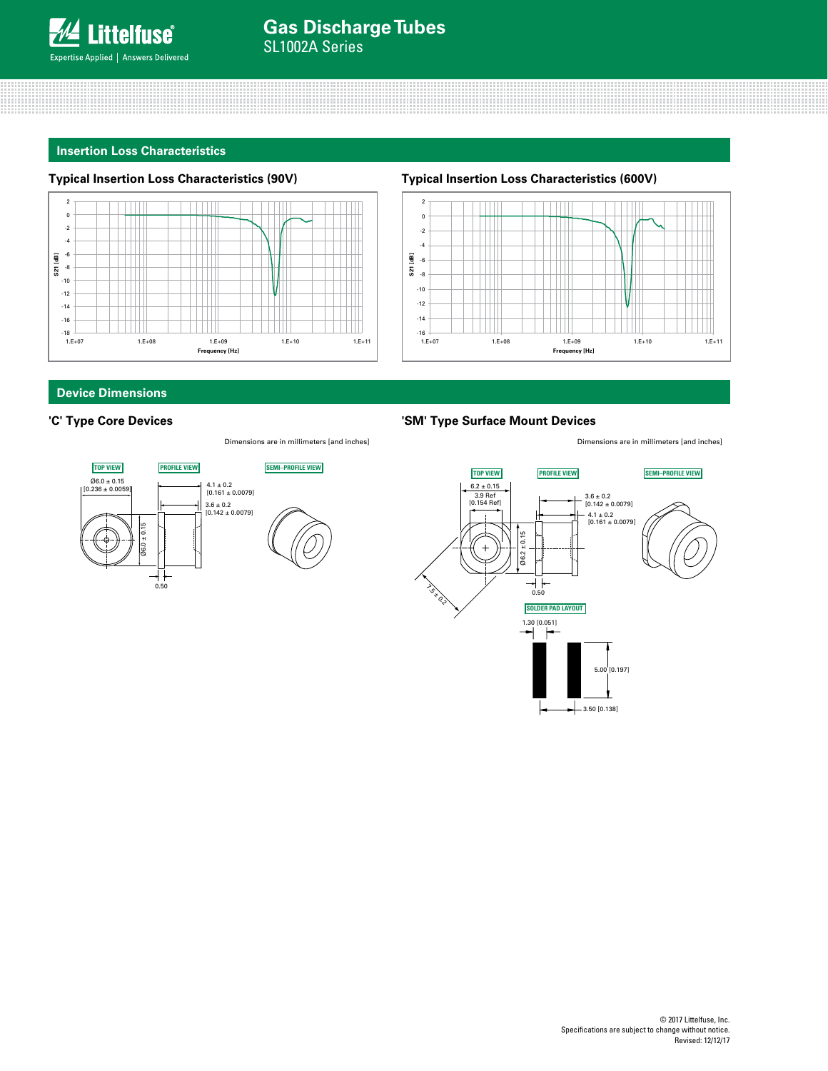## Insertion Loss Characteristics

### Typical Insertion Loss Characteristics (90V)

### Typical Insertion Loss Characteristics (600V)

## Device Dimensions

### 'C' Type Core Devices

Dimensions are in millimeters [and inches]

TOP VIEW: Ø6.0 ± 0.15 [0.236 ± 0.0059]

PROFILE VIEW: 4.1 ± 0.2 [0.161 ± 0.0079]; 3.6 ± 0.2 [0.142 ± 0.0079]; Ø6.0 ± 0.15; 0.50

SEMI–PROFILE VIEW

### 'SM' Type Surface Mount Devices

Dimensions are in millimeters [and inches]

TOP VIEW: 6.2 ± 0.15; 3.9 Ref [0.154 Ref]; 7.5 ± 0.2

PROFILE VIEW: 3.6 ± 0.2 [0.142 ± 0.0079]; 4.1 ± 0.2 [0.161 ± 0.0079]; Ø6.2 ± 0.15; 0.50

SEMI–PROFILE VIEW

SOLDER PAD LAYOUT: 1.30 [0.051]; 5.00 [0.197]; 3.50 [0.138]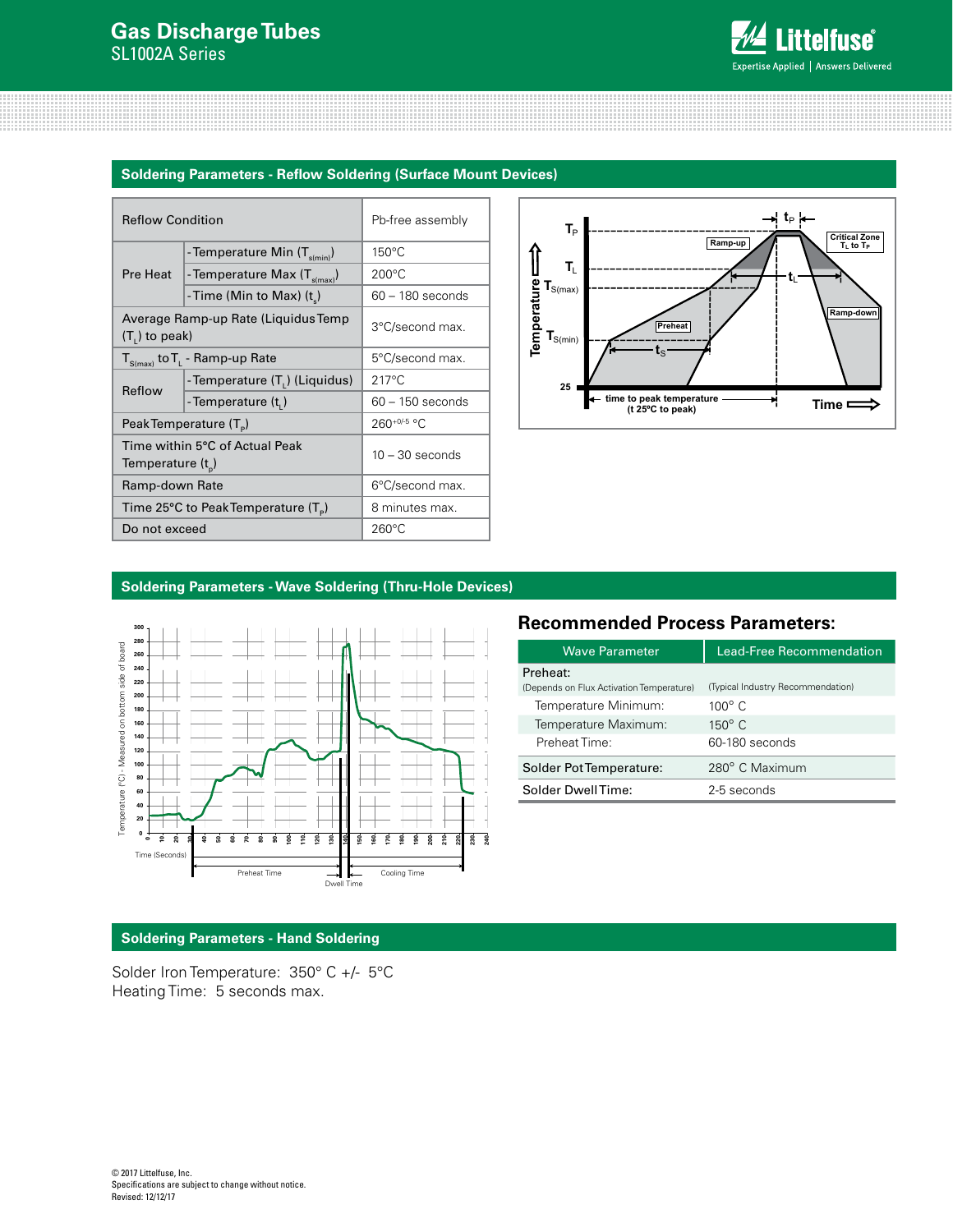## Soldering Parameters - Reflow Soldering (Surface Mount Devices)

| Reflow Condition | | Pb-free assembly |
|---|---|---|
| Pre Heat | -Temperature Min ($T_{s(min)}$) | 150°C |
| | -Temperature Max ($T_{s(max)}$) | 200°C |
| | -Time (Min to Max) ($t_s$) | 60 – 180 seconds |
| Average Ramp-up Rate (Liquidus Temp ($T_L$) to peak) | | 3°C/second max. |
| $T_{S(max)}$ to $T_L$ - Ramp-up Rate | | 5°C/second max. |
| Reflow | -Temperature ($T_L$) (Liquidus) | 217°C |
| | -Temperature ($t_L$) | 60 – 150 seconds |
| Peak Temperature ($T_P$) | | $260^{+0/-5}$ °C |
| Time within 5°C of Actual Peak Temperature ($t_p$) | | 10 – 30 seconds |
| Ramp-down Rate | | 6°C/second max. |
| Time 25°C to Peak Temperature ($T_P$) | | 8 minutes max. |
| Do not exceed | | 260°C |

## Soldering Parameters - Wave Soldering (Thru-Hole Devices)

### Recommended Process Parameters:

| Wave Parameter | Lead-Free Recommendation |
|---|---|
| Preheat: (Depends on Flux Activation Temperature) | (Typical Industry Recommendation) |
| Temperature Minimum: | 100° C |
| Temperature Maximum: | 150° C |
| Preheat Time: | 60-180 seconds |
| Solder Pot Temperature: | 280° C Maximum |
| Solder Dwell Time: | 2-5 seconds |

## Soldering Parameters - Hand Soldering

Solder Iron Temperature: 350° C +/- 5°C
Heating Time: 5 seconds max.

© 2017 Littelfuse, Inc.
Specifications are subject to change without notice.
Revised: 12/12/17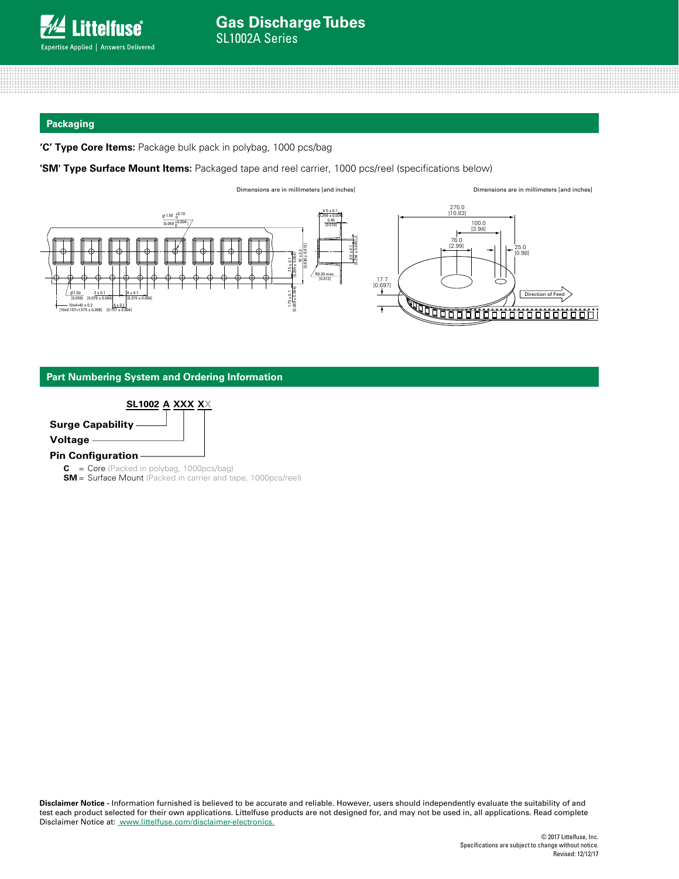## Packaging

**'C' Type Core Items:** Package bulk pack in polybag, 1000 pcs/bag

**'SM' Type Surface Mount Items:** Packaged tape and reel carrier, 1000 pcs/reel (specifications below)

Dimensions are in millimeters [and inches]

ϕ1.50 +0.10 / 0 [0.059 +0.004 / 0]

6.5 ± 0.1 [0.256 ± 0.004]

0.40 [0.016]

7.5 ± 0.1 [0.295 ± 0.004]

16 ± 0.3 [0.630 ± 0.012]

6.5 ± 0.1 [0.256 ± 0.004]

R0.30 max. [0.012]

ϕ1.50 [0.059]

2 ± 0.1 [0.079 ± 0.004]

8 ± 0.1 [0.315 ± 0.004]

4 ± 0.1 [0.157 ± 0.004]

10x4=40 ± 0.2 [10x0.157=1.575 ± 0.008]

1.75 ± 0.1 [0.069 ± 0.004]

Dimensions are in millimeters [and inches]

275.0 [10.83]

100.0 [3.94]

76.0 [2.99]

25.0 [0.98]

17.7 [0.697]

Direction of Feed

## Part Numbering System and Ordering Information

**SL1002 A XXX XX**

**Surge Capability**

**Voltage**

**Pin Configuration**

**C** = Core (Packed in polybag, 1000pcs/bag)

**SM** = Surface Mount (Packed in carrier and tape, 1000pcs/reel)

**Disclaimer Notice -** Information furnished is believed to be accurate and reliable. However, users should independently evaluate the suitability of and test each product selected for their own applications. Littelfuse products are not designed for, and may not be used in, all applications. Read complete Disclaimer Notice at: www.littelfuse.com/disclaimer-electronics.

© 2017 Littelfuse, Inc.
Specifications are subject to change without notice.
Revised: 12/12/17